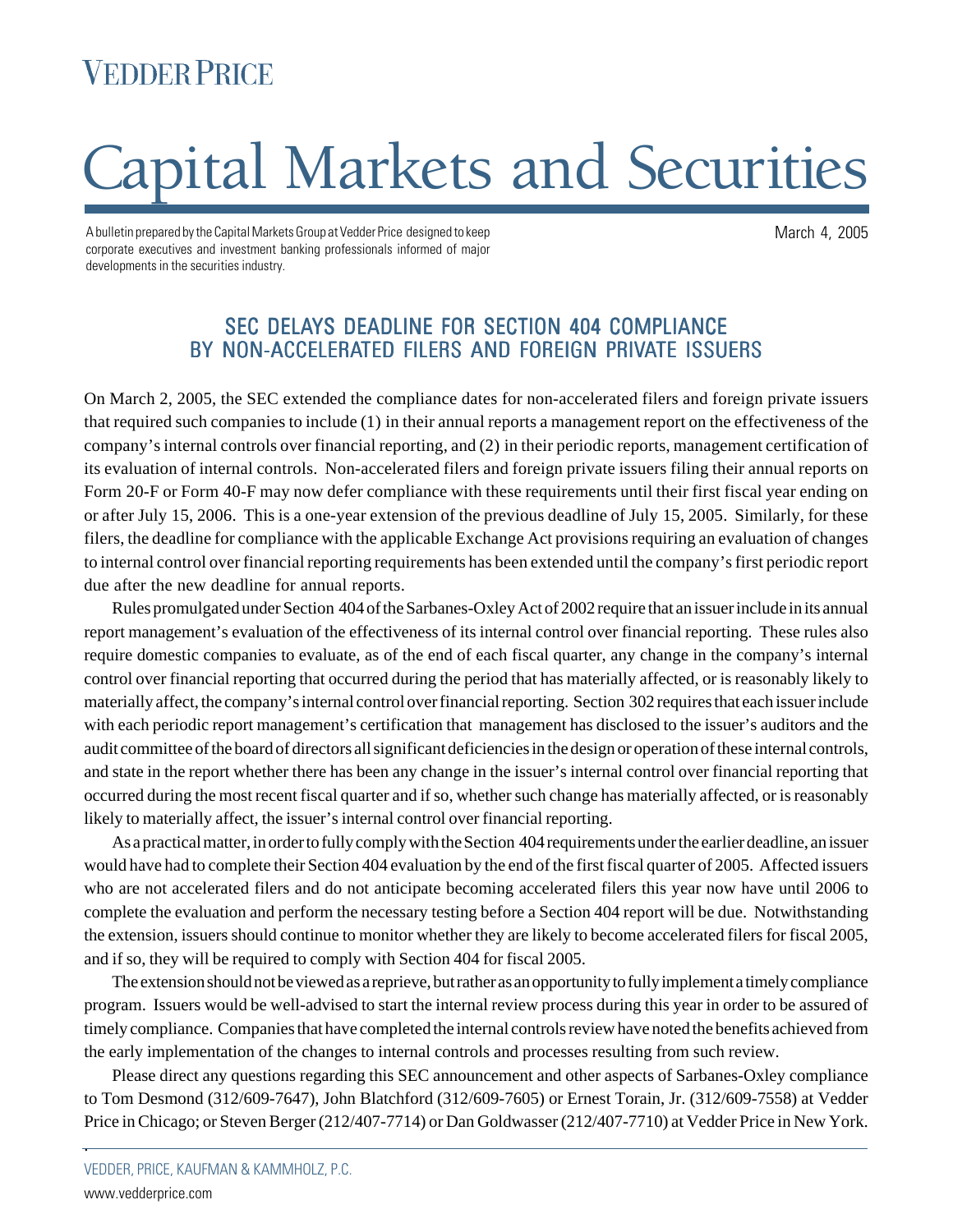VEDDER PRICE

# Capital Markets and Securities

A bulletin prepared by the Capital Markets Group at Vedder Price designed to keep corporate executives and investment banking professionals informed of major developments in the securities industry.

March 4, 2005

## SEC DELAYS DEADLINE FOR SECTION 404 COMPLIANCE BY NON-ACCELERATED FILERS AND FOREIGN PRIVATE ISSUERS

On March 2, 2005, the SEC extended the compliance dates for non-accelerated filers and foreign private issuers that required such companies to include (1) in their annual reports a management report on the effectiveness of the company's internal controls over financial reporting, and (2) in their periodic reports, management certification of its evaluation of internal controls. Non-accelerated filers and foreign private issuers filing their annual reports on Form 20-F or Form 40-F may now defer compliance with these requirements until their first fiscal year ending on or after July 15, 2006. This is a one-year extension of the previous deadline of July 15, 2005. Similarly, for these filers, the deadline for compliance with the applicable Exchange Act provisions requiring an evaluation of changes to internal control over financial reporting requirements has been extended until the company's first periodic report due after the new deadline for annual reports.

Rules promulgated under Section 404 of the Sarbanes-Oxley Act of 2002 require that an issuer include in its annual report management's evaluation of the effectiveness of its internal control over financial reporting. These rules also require domestic companies to evaluate, as of the end of each fiscal quarter, any change in the company's internal control over financial reporting that occurred during the period that has materially affected, or is reasonably likely to materially affect, the company's internal control over financial reporting. Section 302 requires that each issuer include with each periodic report management's certification that management has disclosed to the issuer's auditors and the audit committee of the board of directors all significant deficiencies in the design or operation of these internal controls, and state in the report whether there has been any change in the issuer's internal control over financial reporting that occurred during the most recent fiscal quarter and if so, whether such change has materially affected, or is reasonably likely to materially affect, the issuer's internal control over financial reporting.

As a practical matter, in order to fully comply with the Section 404 requirements under the earlier deadline, an issuer would have had to complete their Section 404 evaluation by the end of the first fiscal quarter of 2005. Affected issuers who are not accelerated filers and do not anticipate becoming accelerated filers this year now have until 2006 to complete the evaluation and perform the necessary testing before a Section 404 report will be due. Notwithstanding the extension, issuers should continue to monitor whether they are likely to become accelerated filers for fiscal 2005, and if so, they will be required to comply with Section 404 for fiscal 2005.

The extension should not be viewed as a reprieve, but rather as an opportunity to fully implement a timely compliance program. Issuers would be well-advised to start the internal review process during this year in order to be assured of timely compliance. Companies that have completed the internal controls review have noted the benefits achieved from the early implementation of the changes to internal controls and processes resulting from such review.

Please direct any questions regarding this SEC announcement and other aspects of Sarbanes-Oxley compliance to Tom Desmond (312/609-7647), John Blatchford (312/609-7605) or Ernest Torain, Jr. (312/609-7558) at Vedder Price in Chicago; or Steven Berger (212/407-7714) or Dan Goldwasser (212/407-7710) at Vedder Price in New York.

VEDDER, PRICE, KAUFMAN & KAMMHOLZ, P.C.

www.vedderprice.com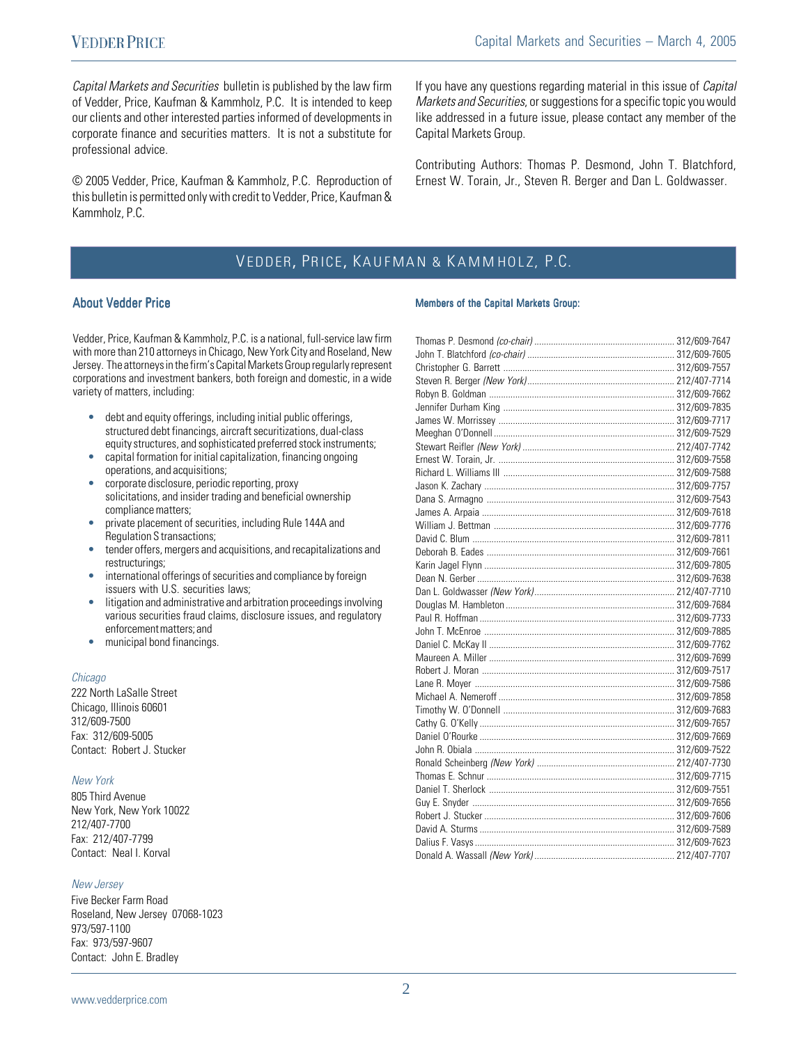*Capital Markets and Securities* bulletin is published by the law firm of Vedder, Price, Kaufman & Kammholz, P.C. It is intended to keep our clients and other interested parties informed of developments in corporate finance and securities matters. It is not a substitute for professional advice.

© 2005 Vedder, Price, Kaufman & Kammholz, P.C. Reproduction of this bulletin is permitted only with credit to Vedder, Price, Kaufman & Kammholz, P.C.

If you have any questions regarding material in this issue of *Capital Markets and Securities*, or suggestions for a specific topic you would like addressed in a future issue, please contact any member of the Capital Markets Group.

Contributing Authors: Thomas P. Desmond, John T. Blatchford, Ernest W. Torain, Jr., Steven R. Berger and Dan L. Goldwasser.

# VEDDER, PRICE, KAUFMAN & KAMMHOLZ, P.C.

## About Vedder Price

Vedder, Price, Kaufman & Kammholz, P.C. is a national, full-service law firm with more than 210 attorneys in Chicago, New York City and Roseland, New Jersey. The attorneys in the firm's Capital Markets Group regularly represent corporations and investment bankers, both foreign and domestic, in a wide variety of matters, including:

- debt and equity offerings, including initial public offerings, structured debt financings, aircraft securitizations, dual-class equity structures, and sophisticated preferred stock instruments;
- capital formation for initial capitalization, financing ongoing operations, and acquisitions;
- corporate disclosure, periodic reporting, proxy solicitations, and insider trading and beneficial ownership compliance matters;
- private placement of securities, including Rule 144A and Regulation S transactions;
- tender offers, mergers and acquisitions, and recapitalizations and restructurings;
- international offerings of securities and compliance by foreign issuers with U.S. securities laws;
- litigation and administrative and arbitration proceedings involving various securities fraud claims, disclosure issues, and regulatory enforcement matters; and
- municipal bond financings.

*Chicago*

222 North LaSalle Street
Chicago, Illinois 60601
312/609-7500
Fax: 312/609-5005
Contact: Robert J. Stucker

*New York*

805 Third Avenue
New York, New York 10022
212/407-7700
Fax: 212/407-7799
Contact: Neal I. Korval

*New Jersey*

Five Becker Farm Road
Roseland, New Jersey 07068-1023
973/597-1100
Fax: 973/597-9607
Contact: John E. Bradley

### Members of the Capital Markets Group:

| | |
|---|---|
| Thomas P. Desmond *(co-chair)* | 312/609-7647 |
| John T. Blatchford *(co-chair)* | 312/609-7605 |
| Christopher G. Barrett | 312/609-7557 |
| Steven R. Berger *(New York)* | 212/407-7714 |
| Robyn B. Goldman | 312/609-7662 |
| Jennifer Durham King | 312/609-7835 |
| James W. Morrissey | 312/609-7717 |
| Meeghan O'Donnell | 312/609-7529 |
| Stewart Reifler *(New York)* | 212/407-7742 |
| Ernest W. Torain, Jr. | 312/609-7558 |
| Richard L. Williams III | 312/609-7588 |
| Jason K. Zachary | 312/609-7757 |
| Dana S. Armagno | 312/609-7543 |
| James A. Arpaia | 312/609-7618 |
| William J. Bettman | 312/609-7776 |
| David C. Blum | 312/609-7811 |
| Deborah B. Eades | 312/609-7661 |
| Karin Jagel Flynn | 312/609-7805 |
| Dean N. Gerber | 312/609-7638 |
| Dan L. Goldwasser *(New York)* | 212/407-7710 |
| Douglas M. Hambleton | 312/609-7684 |
| Paul R. Hoffman | 312/609-7733 |
| John T. McEnroe | 312/609-7885 |
| Daniel C. McKay II | 312/609-7762 |
| Maureen A. Miller | 312/609-7699 |
| Robert J. Moran | 312/609-7517 |
| Lane R. Moyer | 312/609-7586 |
| Michael A. Nemeroff | 312/609-7858 |
| Timothy W. O'Donnell | 312/609-7683 |
| Cathy G. O'Kelly | 312/609-7657 |
| Daniel O'Rourke | 312/609-7669 |
| John R. Obiala | 312/609-7522 |
| Ronald Scheinberg *(New York)* | 212/407-7730 |
| Thomas E. Schnur | 312/609-7715 |
| Daniel T. Sherlock | 312/609-7551 |
| Guy E. Snyder | 312/609-7656 |
| Robert J. Stucker | 312/609-7606 |
| David A. Sturms | 312/609-7589 |
| Dalius F. Vasys | 312/609-7623 |
| Donald A. Wassall *(New York)* | 212/407-7707 |

www.vedderprice.com